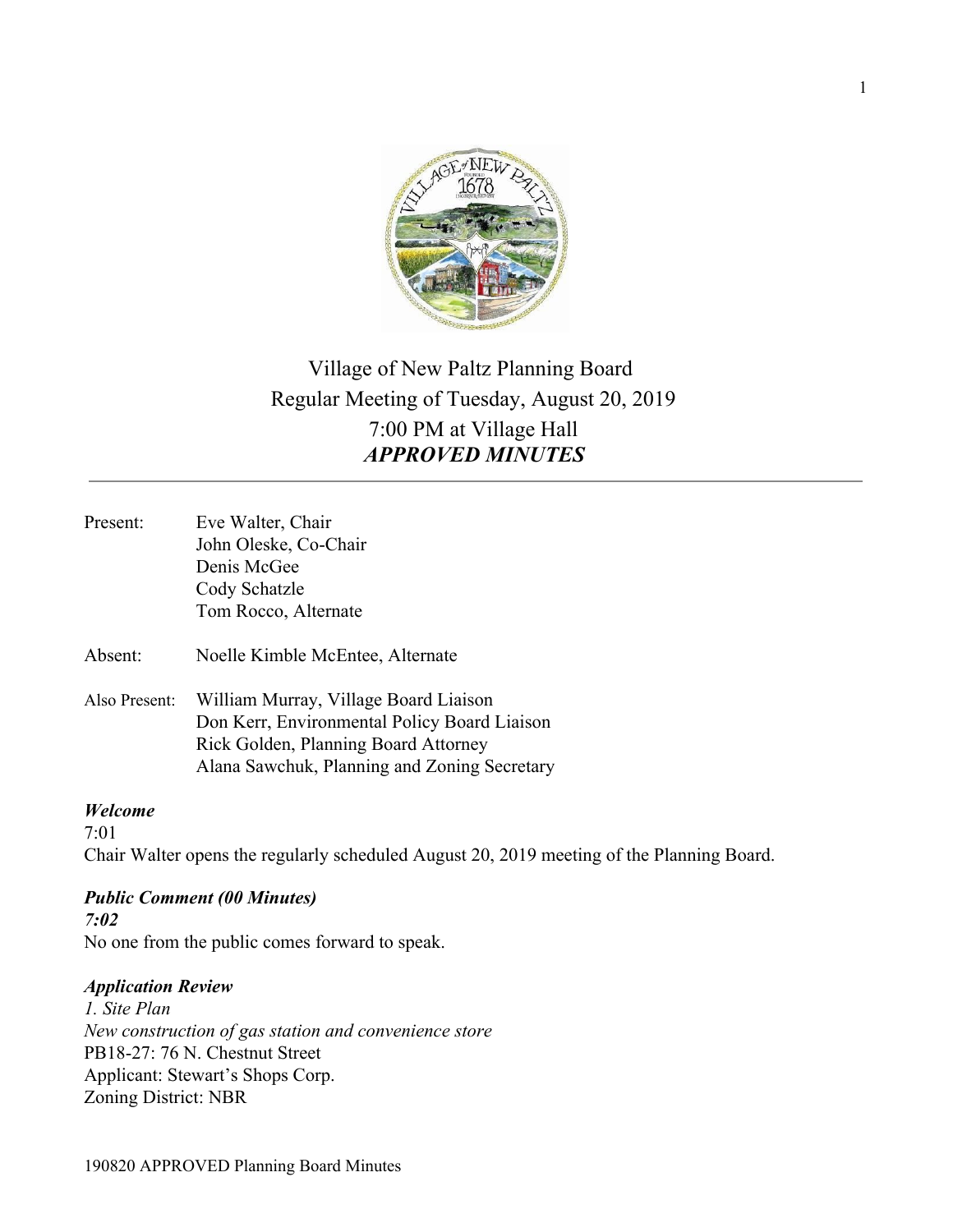# Village of New Paltz Planning Board

## Regular Meeting of Tuesday, August 20, 2019

## 7:00 PM at Village Hall

## *APPROVED MINUTES*

---

| | |
|---|---|
| Present: | Eve Walter, Chair<br>John Oleske, Co-Chair<br>Denis McGee<br>Cody Schatzle<br>Tom Rocco, Alternate |
| Absent: | Noelle Kimble McEntee, Alternate |
| Also Present: | William Murray, Village Board Liaison<br>Don Kerr, Environmental Policy Board Liaison<br>Rick Golden, Planning Board Attorney<br>Alana Sawchuk, Planning and Zoning Secretary |

***Welcome***

7:01

Chair Walter opens the regularly scheduled August 20, 2019 meeting of the Planning Board.

***Public Comment (00 Minutes)***

***7:02***

No one from the public comes forward to speak.

***Application Review***

*1. Site Plan*

*New construction of gas station and convenience store*

PB18-27: 76 N. Chestnut Street

Applicant: Stewart's Shops Corp.

Zoning District: NBR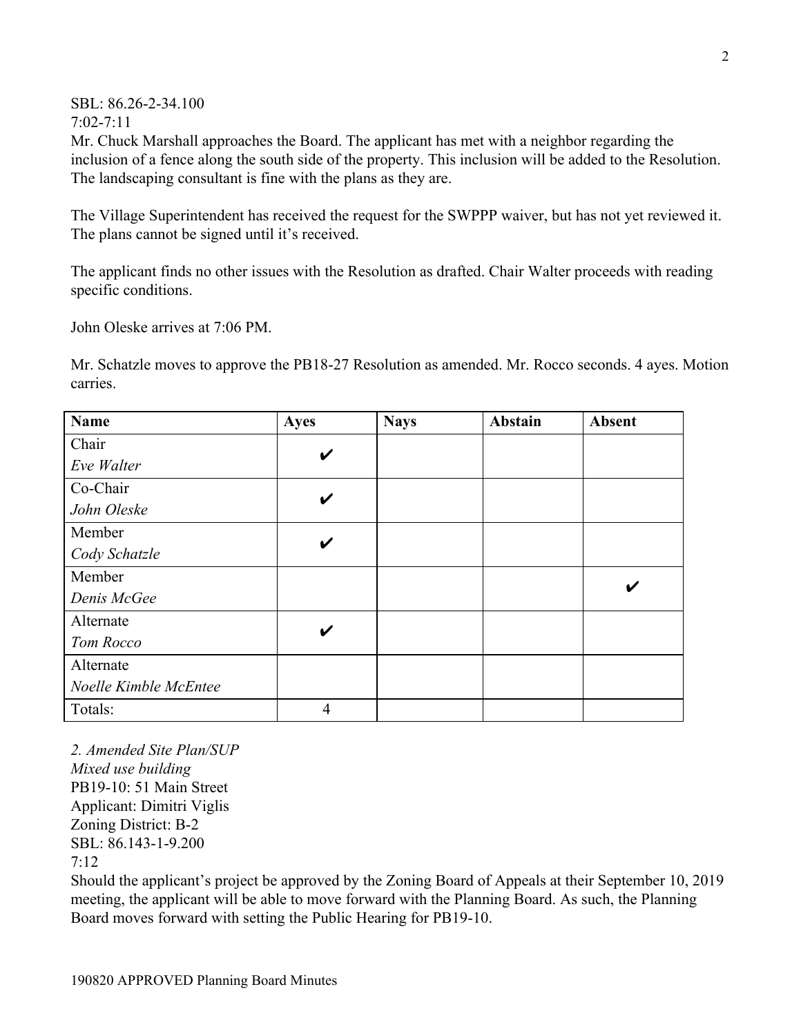SBL: 86.26-2-34.100
7:02-7:11
Mr. Chuck Marshall approaches the Board. The applicant has met with a neighbor regarding the inclusion of a fence along the south side of the property. This inclusion will be added to the Resolution. The landscaping consultant is fine with the plans as they are.

The Village Superintendent has received the request for the SWPPP waiver, but has not yet reviewed it. The plans cannot be signed until it's received.

The applicant finds no other issues with the Resolution as drafted. Chair Walter proceeds with reading specific conditions.

John Oleske arrives at 7:06 PM.

Mr. Schatzle moves to approve the PB18-27 Resolution as amended. Mr. Rocco seconds. 4 ayes. Motion carries.

| Name | Ayes | Nays | Abstain | Absent |
|---|---|---|---|---|
| Chair *Eve Walter* | ✔ | | | |
| Co-Chair *John Oleske* | ✔ | | | |
| Member *Cody Schatzle* | ✔ | | | |
| Member *Denis McGee* | | | | ✔ |
| Alternate *Tom Rocco* | ✔ | | | |
| Alternate *Noelle Kimble McEntee* | | | | |
| Totals: | 4 | | | |

*2. Amended Site Plan/SUP*
*Mixed use building*
PB19-10: 51 Main Street
Applicant: Dimitri Viglis
Zoning District: B-2
SBL: 86.143-1-9.200
7:12
Should the applicant's project be approved by the Zoning Board of Appeals at their September 10, 2019 meeting, the applicant will be able to move forward with the Planning Board. As such, the Planning Board moves forward with setting the Public Hearing for PB19-10.

190820 APPROVED Planning Board Minutes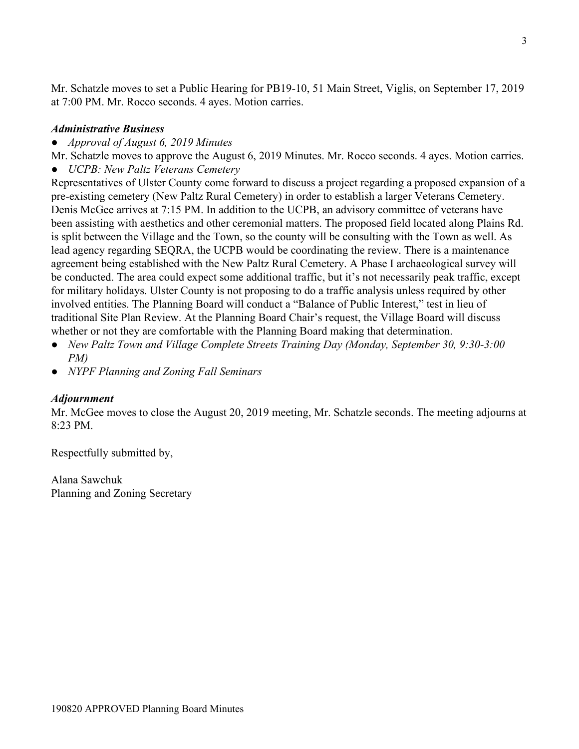Mr. Schatzle moves to set a Public Hearing for PB19-10, 51 Main Street, Viglis, on September 17, 2019 at 7:00 PM. Mr. Rocco seconds. 4 ayes. Motion carries.

***Administrative Business***

- *Approval of August 6, 2019 Minutes*

Mr. Schatzle moves to approve the August 6, 2019 Minutes. Mr. Rocco seconds. 4 ayes. Motion carries.

- *UCPB: New Paltz Veterans Cemetery*

Representatives of Ulster County come forward to discuss a project regarding a proposed expansion of a pre-existing cemetery (New Paltz Rural Cemetery) in order to establish a larger Veterans Cemetery. Denis McGee arrives at 7:15 PM. In addition to the UCPB, an advisory committee of veterans have been assisting with aesthetics and other ceremonial matters. The proposed field located along Plains Rd. is split between the Village and the Town, so the county will be consulting with the Town as well. As lead agency regarding SEQRA, the UCPB would be coordinating the review. There is a maintenance agreement being established with the New Paltz Rural Cemetery. A Phase I archaeological survey will be conducted. The area could expect some additional traffic, but it's not necessarily peak traffic, except for military holidays. Ulster County is not proposing to do a traffic analysis unless required by other involved entities. The Planning Board will conduct a "Balance of Public Interest," test in lieu of traditional Site Plan Review. At the Planning Board Chair's request, the Village Board will discuss whether or not they are comfortable with the Planning Board making that determination.

- *New Paltz Town and Village Complete Streets Training Day (Monday, September 30, 9:30-3:00 PM)*
- *NYPF Planning and Zoning Fall Seminars*

***Adjournment***

Mr. McGee moves to close the August 20, 2019 meeting, Mr. Schatzle seconds. The meeting adjourns at 8:23 PM.

Respectfully submitted by,

Alana Sawchuk
Planning and Zoning Secretary